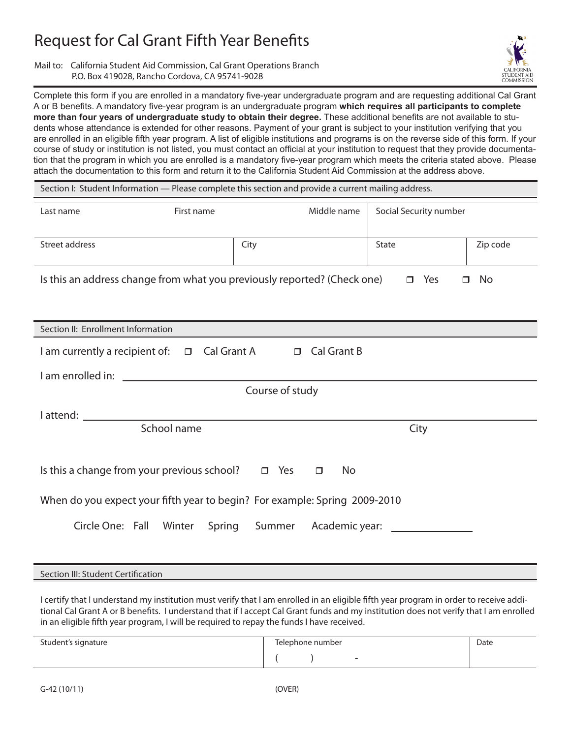# Request for Cal Grant Fifth Year Benefits

Mail to: California Student Aid Commission, Cal Grant Operations Branch
P.O. Box 419028, Rancho Cordova, CA 95741-9028

CALIFORNIA STUDENT AID COMMISSION

Complete this form if you are enrolled in a mandatory five-year undergraduate program and are requesting additional Cal Grant A or B benefits. A mandatory five-year program is an undergraduate program **which requires all participants to complete more than four years of undergraduate study to obtain their degree.** These additional benefits are not available to students whose attendance is extended for other reasons. Payment of your grant is subject to your institution verifying that you are enrolled in an eligible fifth year program. A list of eligible institutions and programs is on the reverse side of this form. If your course of study or institution is not listed, you must contact an official at your institution to request that they provide documentation that the program in which you are enrolled is a mandatory five-year program which meets the criteria stated above. Please attach the documentation to this form and return it to the California Student Aid Commission at the address above.

## Section I: Student Information — Please complete this section and provide a current mailing address.

| Last name | First name | Middle name | Social Security number | |
|---|---|---|---|---|
| | | | | |
| Street address | | City | State | Zip code |
| | | | | |

Is this an address change from what you previously reported? (Check one) ☐ Yes ☐ No

## Section II: Enrollment Information

I am currently a recipient of: ☐ Cal Grant A ☐ Cal Grant B

I am enrolled in: ______________________________
Course of study

I attend: ______________________________
School name City

Is this a change from your previous school? ☐ Yes ☐ No

When do you expect your fifth year to begin? For example: Spring 2009-2010

Circle One: Fall Winter Spring Summer Academic year: ____________

## Section III: Student Certification

I certify that I understand my institution must verify that I am enrolled in an eligible fifth year program in order to receive additional Cal Grant A or B benefits. I understand that if I accept Cal Grant funds and my institution does not verify that I am enrolled in an eligible fifth year program, I will be required to repay the funds I have received.

| Student's signature | Telephone number | Date |
|---|---|---|
| | (    )    - | |

G-42 (10/11)

(OVER)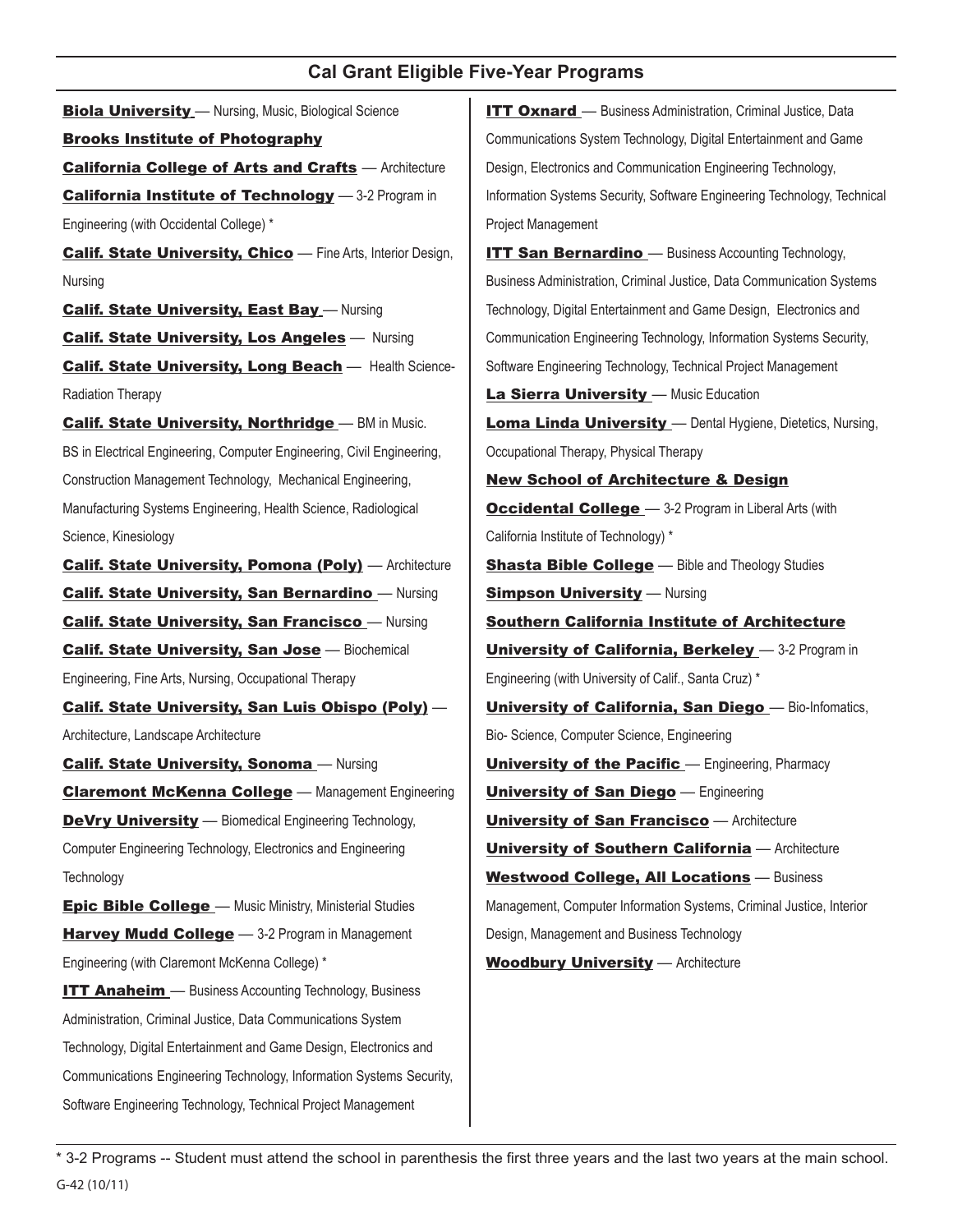## Cal Grant Eligible Five-Year Programs

**Biola University** — Nursing, Music, Biological Science

**Brooks Institute of Photography**

**California College of Arts and Crafts** — Architecture

**California Institute of Technology** — 3-2 Program in Engineering (with Occidental College) *

**Calif. State University, Chico** — Fine Arts, Interior Design, Nursing

**Calif. State University, East Bay** — Nursing

**Calif. State University, Los Angeles** — Nursing

**Calif. State University, Long Beach** — Health Science-Radiation Therapy

**Calif. State University, Northridge** — BM in Music. BS in Electrical Engineering, Computer Engineering, Civil Engineering, Construction Management Technology, Mechanical Engineering, Manufacturing Systems Engineering, Health Science, Radiological Science, Kinesiology

**Calif. State University, Pomona (Poly)** — Architecture

**Calif. State University, San Bernardino** — Nursing

**Calif. State University, San Francisco** — Nursing

**Calif. State University, San Jose** — Biochemical Engineering, Fine Arts, Nursing, Occupational Therapy

**Calif. State University, San Luis Obispo (Poly)** — Architecture, Landscape Architecture

**Calif. State University, Sonoma** — Nursing

**Claremont McKenna College** — Management Engineering

**DeVry University** — Biomedical Engineering Technology, Computer Engineering Technology, Electronics and Engineering Technology

**Epic Bible College** — Music Ministry, Ministerial Studies

**Harvey Mudd College** — 3-2 Program in Management Engineering (with Claremont McKenna College) *

**ITT Anaheim** — Business Accounting Technology, Business Administration, Criminal Justice, Data Communications System Technology, Digital Entertainment and Game Design, Electronics and Communications Engineering Technology, Information Systems Security, Software Engineering Technology, Technical Project Management

**ITT Oxnard** — Business Administration, Criminal Justice, Data Communications System Technology, Digital Entertainment and Game Design, Electronics and Communication Engineering Technology, Information Systems Security, Software Engineering Technology, Technical Project Management

**ITT San Bernardino** — Business Accounting Technology, Business Administration, Criminal Justice, Data Communication Systems Technology, Digital Entertainment and Game Design, Electronics and Communication Engineering Technology, Information Systems Security, Software Engineering Technology, Technical Project Management

**La Sierra University** — Music Education

**Loma Linda University** — Dental Hygiene, Dietetics, Nursing, Occupational Therapy, Physical Therapy

**New School of Architecture & Design**

**Occidental College** — 3-2 Program in Liberal Arts (with California Institute of Technology) *

**Shasta Bible College** — Bible and Theology Studies

**Simpson University** — Nursing

**Southern California Institute of Architecture**

**University of California, Berkeley** — 3-2 Program in Engineering (with University of Calif., Santa Cruz) *

**University of California, San Diego** — Bio-Infomatics, Bio- Science, Computer Science, Engineering

**University of the Pacific** — Engineering, Pharmacy

**University of San Diego** — Engineering

**University of San Francisco** — Architecture

**University of Southern California** — Architecture

**Westwood College, All Locations** — Business Management, Computer Information Systems, Criminal Justice, Interior Design, Management and Business Technology

**Woodbury University** — Architecture

* 3-2 Programs -- Student must attend the school in parenthesis the first three years and the last two years at the main school.

G-42 (10/11)